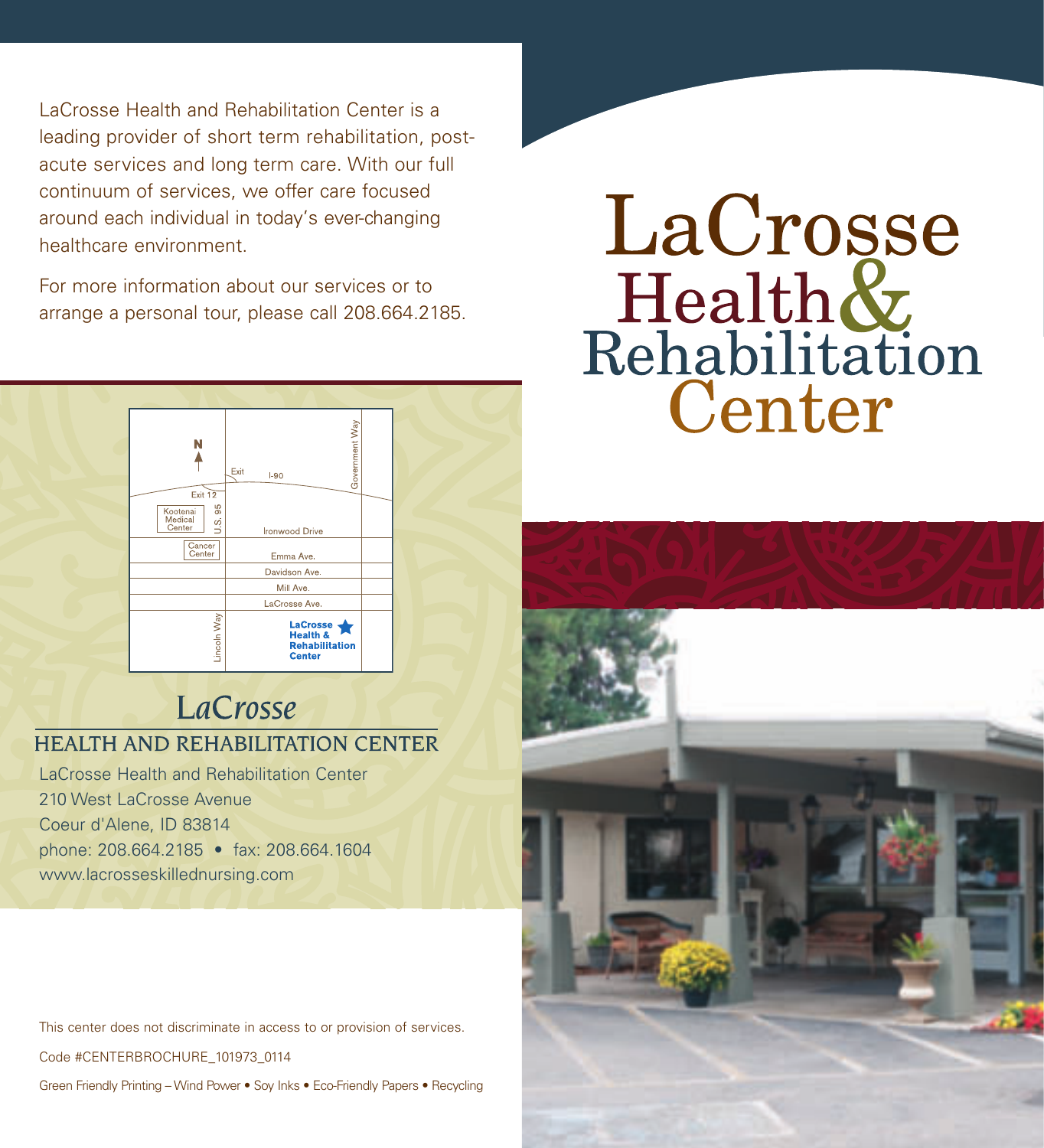# LaCrosse Health & Rehabilitation Center

LaCrosse Health and Rehabilitation Center is a leading provider of short term rehabilitation, post-acute services and long term care. With our full continuum of services, we offer care focused around each individual in today's ever-changing healthcare environment.

For more information about our services or to arrange a personal tour, please call 208.664.2185.

N

Exit

I-90

Government Way

Exit 12

Kootenai Medical Center

U.S. 95

Ironwood Drive

Cancer Center

Emma Ave.

Davidson Ave.

Mill Ave.

LaCrosse Ave.

Lincoln Way

LaCrosse Health & Rehabilitation Center

## *LaCrosse*
## HEALTH AND REHABILITATION CENTER

LaCrosse Health and Rehabilitation Center
210 West LaCrosse Avenue
Coeur d'Alene, ID 83814
phone: 208.664.2185 • fax: 208.664.1604
www.lacrosseskillednursing.com

This center does not discriminate in access to or provision of services.

Code #CENTERBROCHURE_101973_0114

Green Friendly Printing – Wind Power • Soy Inks • Eco-Friendly Papers • Recycling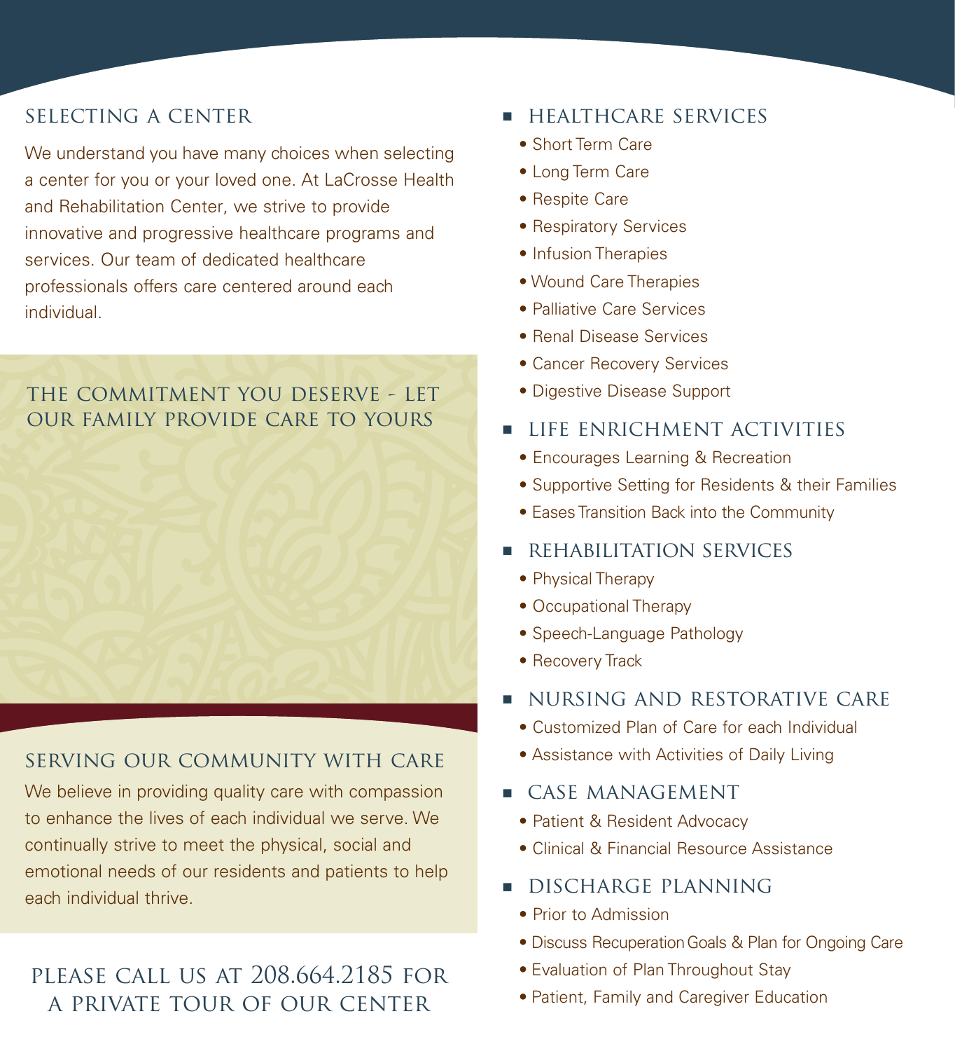## SELECTING A CENTER

We understand you have many choices when selecting a center for you or your loved one. At LaCrosse Health and Rehabilitation Center, we strive to provide innovative and progressive healthcare programs and services. Our team of dedicated healthcare professionals offers care centered around each individual.

## THE COMMITMENT YOU DESERVE - LET OUR FAMILY PROVIDE CARE TO YOURS

## SERVING OUR COMMUNITY WITH CARE

We believe in providing quality care with compassion to enhance the lives of each individual we serve. We continually strive to meet the physical, social and emotional needs of our residents and patients to help each individual thrive.

## PLEASE CALL US AT 208.664.2185 FOR A PRIVATE TOUR OF OUR CENTER

## HEALTHCARE SERVICES

- Short Term Care
- Long Term Care
- Respite Care
- Respiratory Services
- Infusion Therapies
- Wound Care Therapies
- Palliative Care Services
- Renal Disease Services
- Cancer Recovery Services
- Digestive Disease Support

## LIFE ENRICHMENT ACTIVITIES

- Encourages Learning & Recreation
- Supportive Setting for Residents & their Families
- Eases Transition Back into the Community

## REHABILITATION SERVICES

- Physical Therapy
- Occupational Therapy
- Speech-Language Pathology
- Recovery Track

## NURSING AND RESTORATIVE CARE

- Customized Plan of Care for each Individual
- Assistance with Activities of Daily Living

## CASE MANAGEMENT

- Patient & Resident Advocacy
- Clinical & Financial Resource Assistance

## DISCHARGE PLANNING

- Prior to Admission
- Discuss Recuperation Goals & Plan for Ongoing Care
- Evaluation of Plan Throughout Stay
- Patient, Family and Caregiver Education